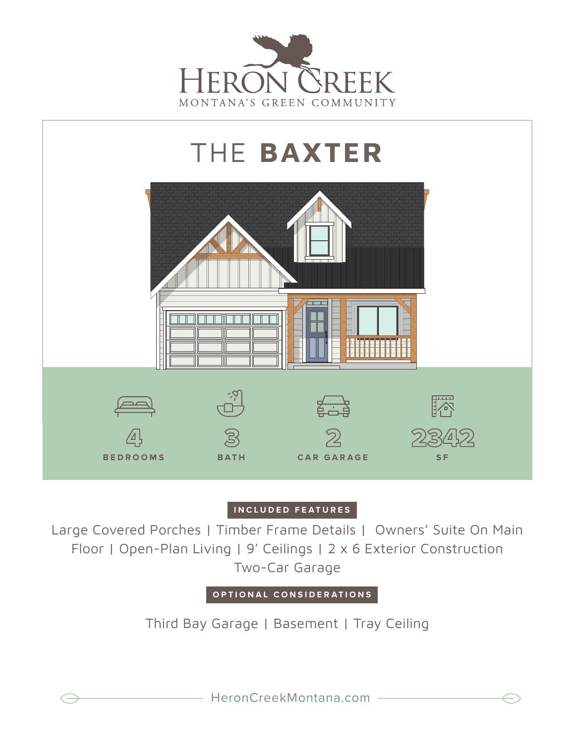# HERON CREEK

MONTANA'S GREEN COMMUNITY

## THE **BAXTER**

4 BEDROOMS

3 BATH

2 CAR GARAGE

2342 SF

**INCLUDED FEATURES**

Large Covered Porches | Timber Frame Details | Owners' Suite On Main Floor | Open-Plan Living | 9' Ceilings | 2 x 6 Exterior Construction Two-Car Garage

**OPTIONAL CONSIDERATIONS**

Third Bay Garage | Basement | Tray Ceiling

HeronCreekMontana.com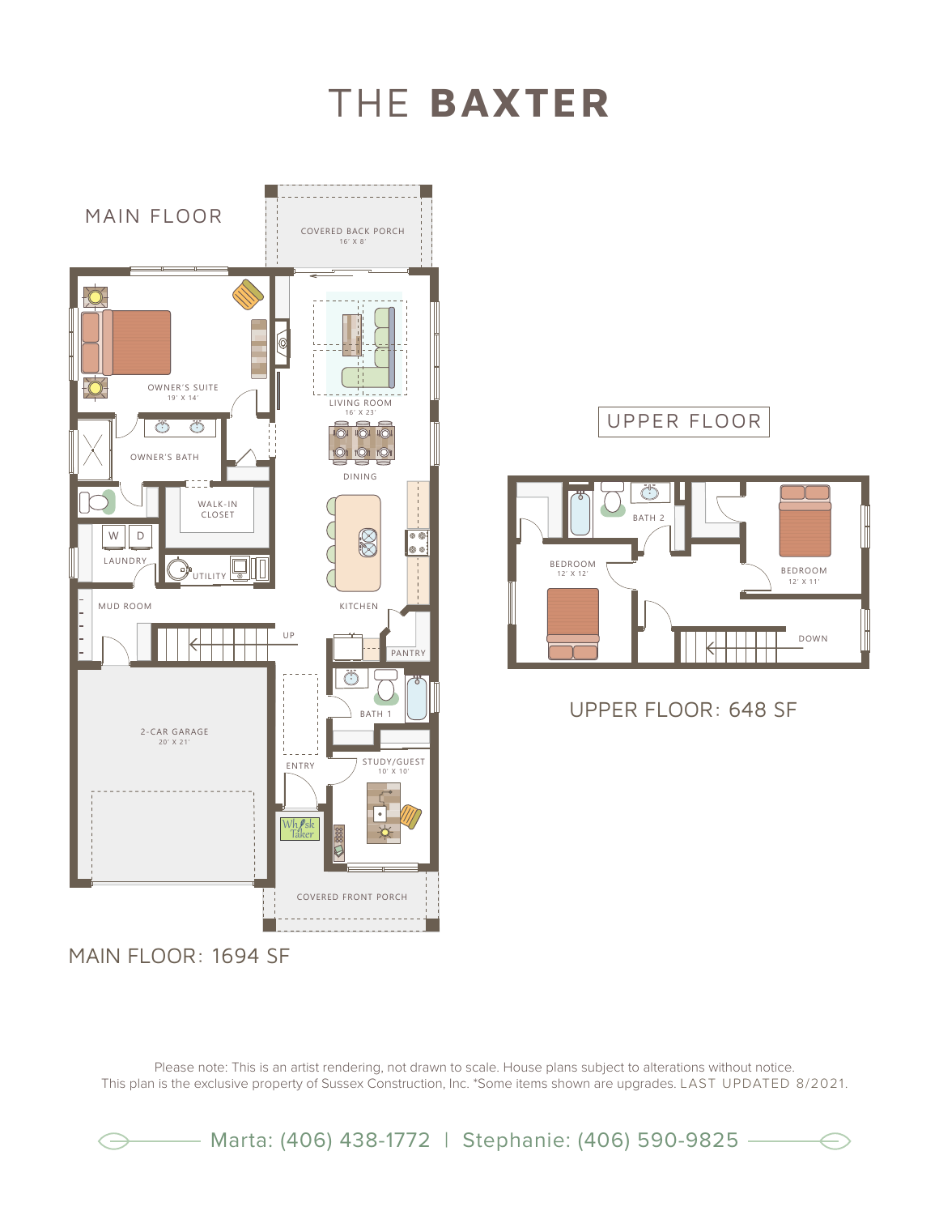# THE **BAXTER**

## MAIN FLOOR

COVERED BACK PORCH
16' X 8'

OWNER'S SUITE
19' X 14'

LIVING ROOM
16' X 23'

OWNER'S BATH

DINING

WALK-IN CLOSET

W D

LAUNDRY

UTILITY

KITCHEN

MUD ROOM

UP

PANTRY

BATH 1

2-CAR GARAGE
20' X 21'

ENTRY

STUDY/GUEST
10' X 10'

COVERED FRONT PORCH

MAIN FLOOR: 1694 SF

## UPPER FLOOR

BATH 2

BEDROOM
12' X 12'

BEDROOM
12' X 11'

DOWN

UPPER FLOOR: 648 SF

Please note: This is an artist rendering, not drawn to scale. House plans subject to alterations without notice.
This plan is the exclusive property of Sussex Construction, Inc. *Some items shown are upgrades. LAST UPDATED 8/2021.

Marta: (406) 438-1772 | Stephanie: (406) 590-9825